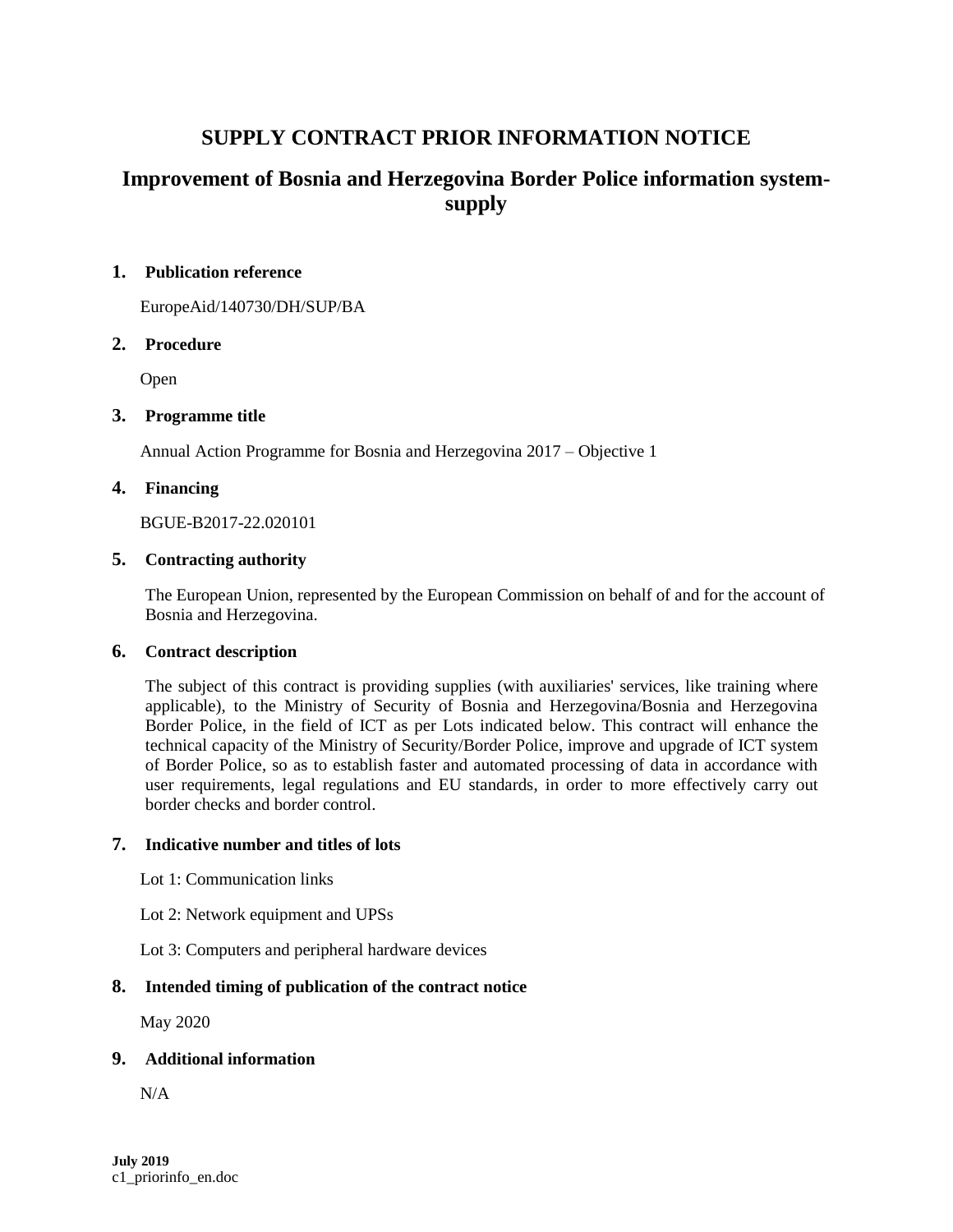# SUPPLY CONTRACT PRIOR INFORMATION NOTICE

## Improvement of Bosnia and Herzegovina Border Police information system-supply

### 1. Publication reference

EuropeAid/140730/DH/SUP/BA

### 2. Procedure

Open

### 3. Programme title

Annual Action Programme for Bosnia and Herzegovina 2017 – Objective 1

### 4. Financing

BGUE-B2017-22.020101

### 5. Contracting authority

The European Union, represented by the European Commission on behalf of and for the account of Bosnia and Herzegovina.

### 6. Contract description

The subject of this contract is providing supplies (with auxiliaries' services, like training where applicable), to the Ministry of Security of Bosnia and Herzegovina/Bosnia and Herzegovina Border Police, in the field of ICT as per Lots indicated below. This contract will enhance the technical capacity of the Ministry of Security/Border Police, improve and upgrade of ICT system of Border Police, so as to establish faster and automated processing of data in accordance with user requirements, legal regulations and EU standards, in order to more effectively carry out border checks and border control.

### 7. Indicative number and titles of lots

Lot 1: Communication links

Lot 2: Network equipment and UPSs

Lot 3: Computers and peripheral hardware devices

### 8. Intended timing of publication of the contract notice

May 2020

### 9. Additional information

N/A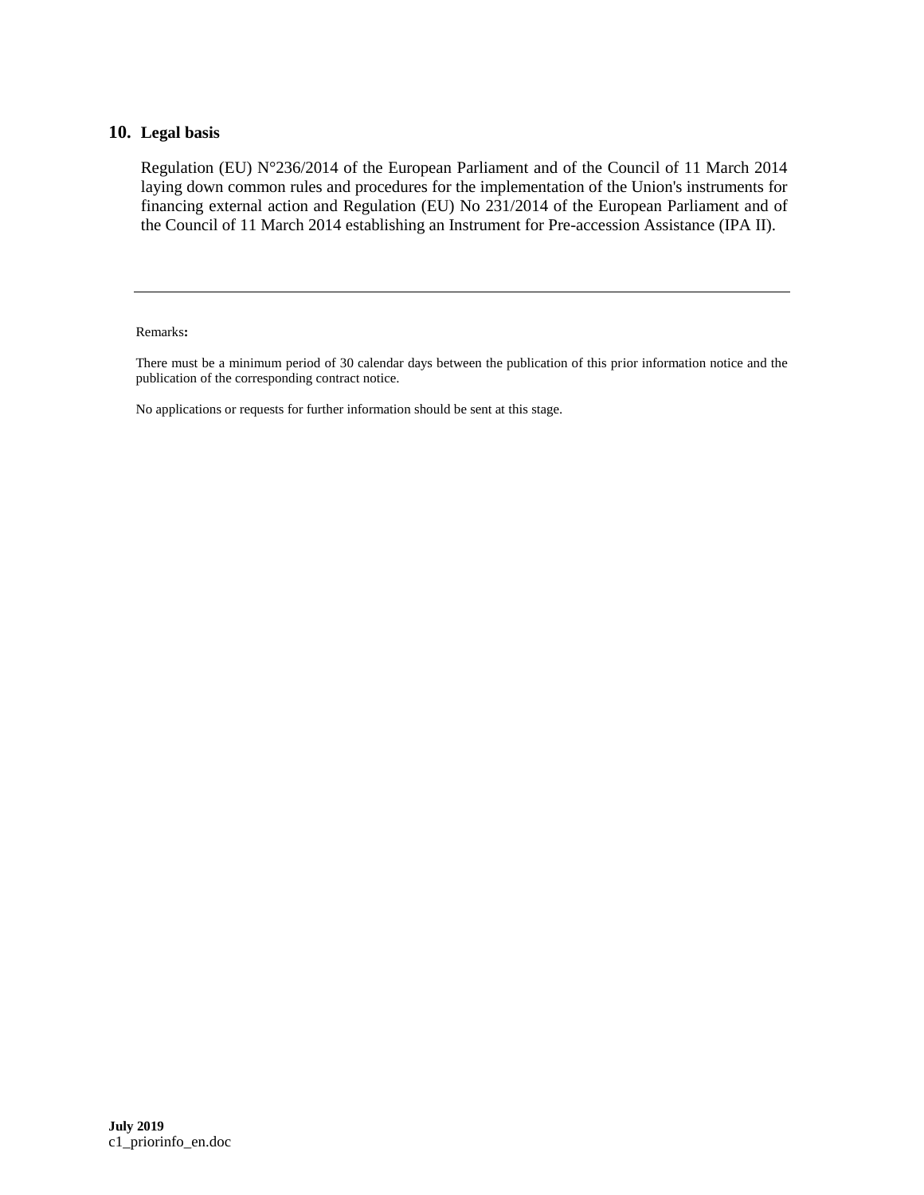## 10. Legal basis

Regulation (EU) N°236/2014 of the European Parliament and of the Council of 11 March 2014 laying down common rules and procedures for the implementation of the Union's instruments for financing external action and Regulation (EU) No 231/2014 of the European Parliament and of the Council of 11 March 2014 establishing an Instrument for Pre-accession Assistance (IPA II).

---

Remarks**:**

There must be a minimum period of 30 calendar days between the publication of this prior information notice and the publication of the corresponding contract notice.

No applications or requests for further information should be sent at this stage.